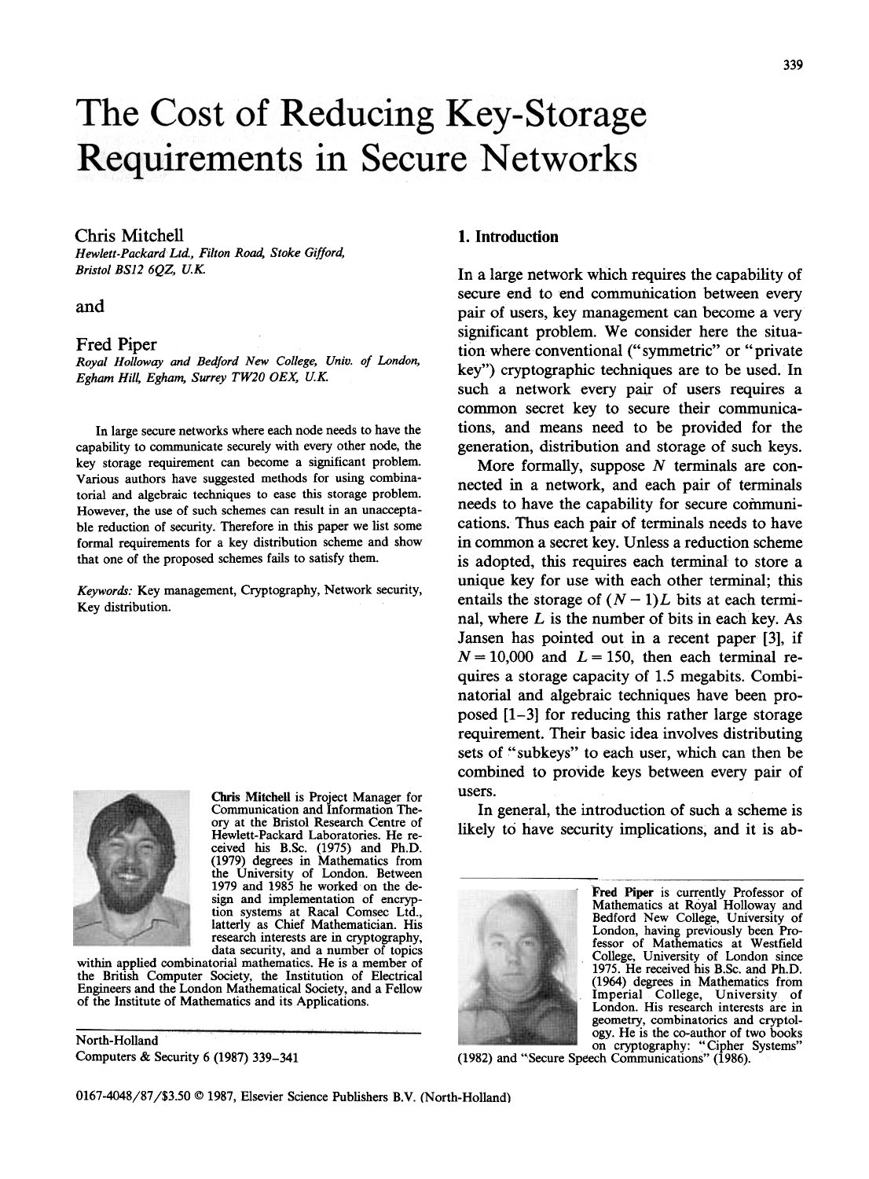# The Cost of Reducing Key-Storage Requirements in Secure Networks

Chris Mitchell
*Hewlett-Packard Ltd., Filton Road, Stoke Gifford, Bristol BS12 6QZ, U.K.*

and

Fred Piper
*Royal Holloway and Bedford New College, Univ. of London, Egham Hill, Egham, Surrey TW20 OEX, U.K.*

In large secure networks where each node needs to have the capability to communicate securely with every other node, the key storage requirement can become a significant problem. Various authors have suggested methods for using combinatorial and algebraic techniques to ease this storage problem. However, the use of such schemes can result in an unacceptable reduction of security. Therefore in this paper we list some formal requirements for a key distribution scheme and show that one of the proposed schemes fails to satisfy them.

*Keywords:* Key management, Cryptography, Network security, Key distribution.

**Chris Mitchell** is Project Manager for Communication and Information Theory at the Bristol Research Centre of Hewlett-Packard Laboratories. He received his B.Sc. (1975) and Ph.D. (1979) degrees in Mathematics from the University of London. Between 1979 and 1985 he worked on the design and implementation of encryption systems at Racal Comsec Ltd., latterly as Chief Mathematician. His research interests are in cryptography, data security, and a number of topics within applied combinatorial mathematics. He is a member of the British Computer Society, the Institution of Electrical Engineers and the London Mathematical Society, and a Fellow of the Institute of Mathematics and its Applications.

North-Holland
Computers & Security 6 (1987) 339–341

## 1. Introduction

In a large network which requires the capability of secure end to end communication between every pair of users, key management can become a very significant problem. We consider here the situation where conventional ("symmetric" or "private key") cryptographic techniques are to be used. In such a network every pair of users requires a common secret key to secure their communications, and means need to be provided for the generation, distribution and storage of such keys.

More formally, suppose $N$ terminals are connected in a network, and each pair of terminals needs to have the capability for secure communications. Thus each pair of terminals needs to have in common a secret key. Unless a reduction scheme is adopted, this requires each terminal to store a unique key for use with each other terminal; this entails the storage of $(N-1)L$ bits at each terminal, where $L$ is the number of bits in each key. As Jansen has pointed out in a recent paper [3], if $N = 10{,}000$ and $L = 150$, then each terminal requires a storage capacity of 1.5 megabits. Combinatorial and algebraic techniques have been proposed [1–3] for reducing this rather large storage requirement. Their basic idea involves distributing sets of "subkeys" to each user, which can then be combined to provide keys between every pair of users.

In general, the introduction of such a scheme is likely to have security implications, and it is ab-

**Fred Piper** is currently Professor of Mathematics at Royal Holloway and Bedford New College, University of London, having previously been Professor of Mathematics at Westfield College, University of London since 1975. He received his B.Sc. and Ph.D. (1964) degrees in Mathematics from Imperial College, University of London. His research interests are in geometry, combinatorics and cryptology. He is the co-author of two books on cryptography: "Cipher Systems" (1982) and "Secure Speech Communications" (1986).

0167-4048/87/$3.50 © 1987, Elsevier Science Publishers B.V. (North-Holland)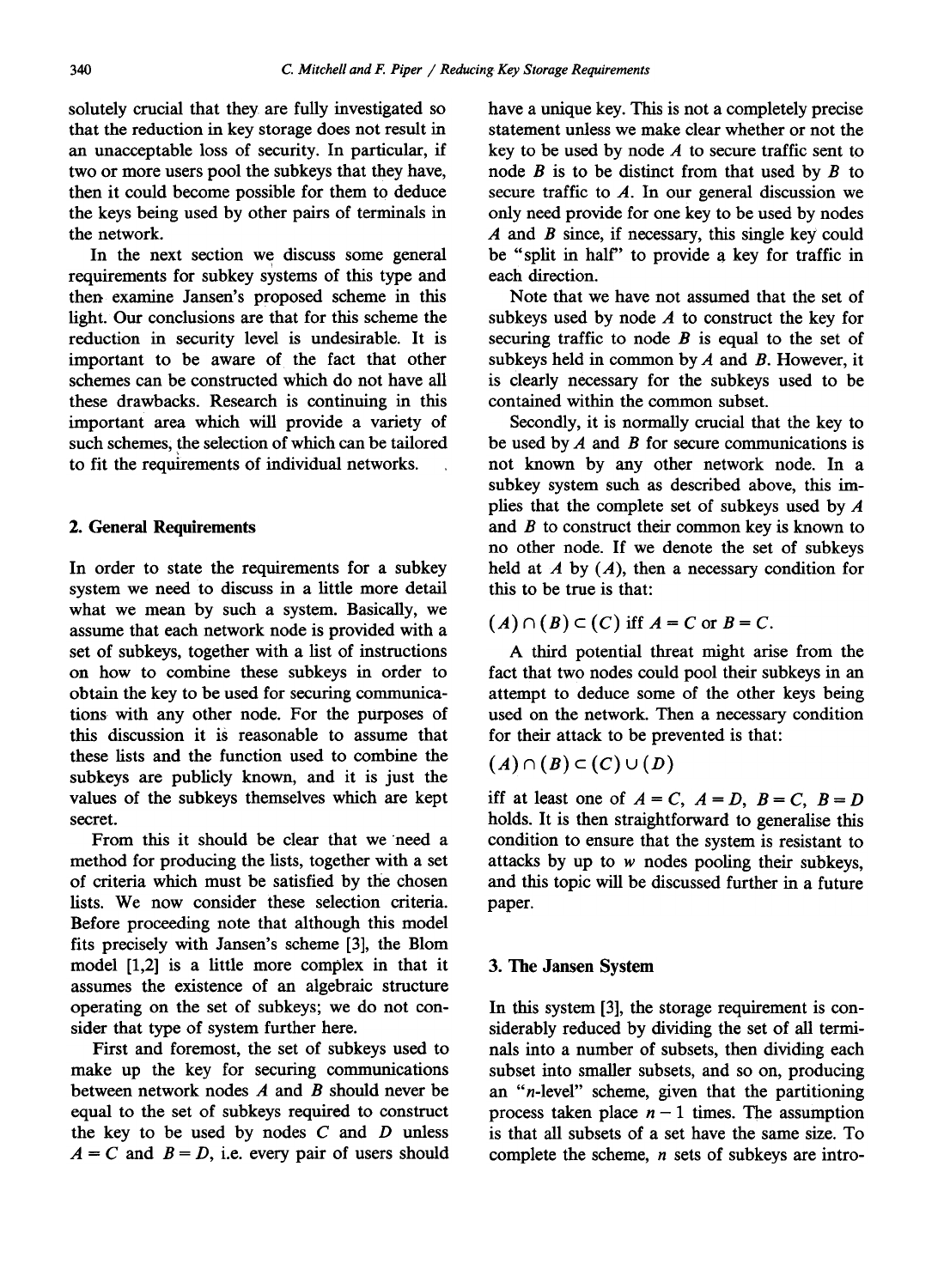solutely crucial that they are fully investigated so that the reduction in key storage does not result in an unacceptable loss of security. In particular, if two or more users pool the subkeys that they have, then it could become possible for them to deduce the keys being used by other pairs of terminals in the network.

In the next section we discuss some general requirements for subkey systems of this type and then examine Jansen's proposed scheme in this light. Our conclusions are that for this scheme the reduction in security level is undesirable. It is important to be aware of the fact that other schemes can be constructed which do not have all these drawbacks. Research is continuing in this important area which will provide a variety of such schemes, the selection of which can be tailored to fit the requirements of individual networks.

## 2. General Requirements

In order to state the requirements for a subkey system we need to discuss in a little more detail what we mean by such a system. Basically, we assume that each network node is provided with a set of subkeys, together with a list of instructions on how to combine these subkeys in order to obtain the key to be used for securing communications with any other node. For the purposes of this discussion it is reasonable to assume that these lists and the function used to combine the subkeys are publicly known, and it is just the values of the subkeys themselves which are kept secret.

From this it should be clear that we need a method for producing the lists, together with a set of criteria which must be satisfied by the chosen lists. We now consider these selection criteria. Before proceeding note that although this model fits precisely with Jansen's scheme [3], the Blom model [1,2] is a little more complex in that it assumes the existence of an algebraic structure operating on the set of subkeys; we do not consider that type of system further here.

First and foremost, the set of subkeys used to make up the key for securing communications between network nodes $A$ and $B$ should never be equal to the set of subkeys required to construct the key to be used by nodes $C$ and $D$ unless $A = C$ and $B = D$, i.e. every pair of users should have a unique key. This is not a completely precise statement unless we make clear whether or not the key to be used by node $A$ to secure traffic sent to node $B$ is to be distinct from that used by $B$ to secure traffic to $A$. In our general discussion we only need provide for one key to be used by nodes $A$ and $B$ since, if necessary, this single key could be "split in half" to provide a key for traffic in each direction.

Note that we have not assumed that the set of subkeys used by node $A$ to construct the key for securing traffic to node $B$ is equal to the set of subkeys held in common by $A$ and $B$. However, it is clearly necessary for the subkeys used to be contained within the common subset.

Secondly, it is normally crucial that the key to be used by $A$ and $B$ for secure communications is not known by any other network node. In a subkey system such as described above, this implies that the complete set of subkeys used by $A$ and $B$ to construct their common key is known to no other node. If we denote the set of subkeys held at $A$ by $(A)$, then a necessary condition for this to be true is that:

$$(A) \cap (B) \subset (C) \text{ iff } A = C \text{ or } B = C.$$

A third potential threat might arise from the fact that two nodes could pool their subkeys in an attempt to deduce some of the other keys being used on the network. Then a necessary condition for their attack to be prevented is that:

$$(A) \cap (B) \subset (C) \cup (D)$$

iff at least one of $A = C$, $A = D$, $B = C$, $B = D$ holds. It is then straightforward to generalise this condition to ensure that the system is resistant to attacks by up to $w$ nodes pooling their subkeys, and this topic will be discussed further in a future paper.

## 3. The Jansen System

In this system [3], the storage requirement is considerably reduced by dividing the set of all terminals into a number of subsets, then dividing each subset into smaller subsets, and so on, producing an "$n$-level" scheme, given that the partitioning process taken place $n - 1$ times. The assumption is that all subsets of a set have the same size. To complete the scheme, $n$ sets of subkeys are intro-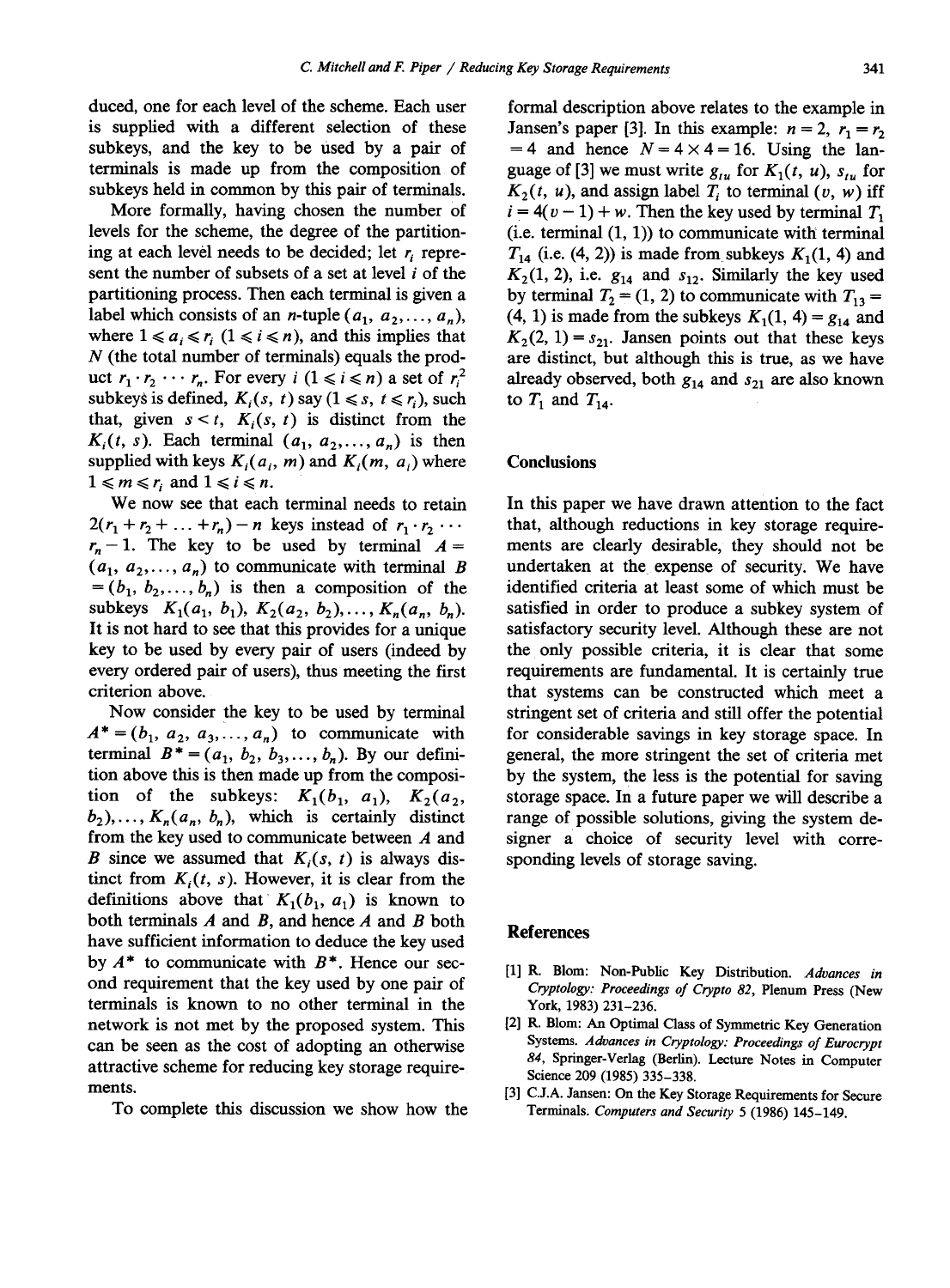duced, one for each level of the scheme. Each user is supplied with a different selection of these subkeys, and the key to be used by a pair of terminals is made up from the composition of subkeys held in common by this pair of terminals.

More formally, having chosen the number of levels for the scheme, the degree of the partitioning at each level needs to be decided; let $r_i$ represent the number of subsets of a set at level $i$ of the partitioning process. Then each terminal is given a label which consists of an $n$-tuple $(a_1, a_2, \ldots, a_n)$, where $1 \leqslant a_i \leqslant r_i$ $(1 \leqslant i \leqslant n)$, and this implies that $N$ (the total number of terminals) equals the product $r_1 \cdot r_2 \cdots r_n$. For every $i$ $(1 \leqslant i \leqslant n)$ a set of $r_i^2$ subkeys is defined, $K_i(s, t)$ say $(1 \leqslant s, t \leqslant r_i)$, such that, given $s < t$, $K_i(s, t)$ is distinct from the $K_i(t, s)$. Each terminal $(a_1, a_2, \ldots, a_n)$ is then supplied with keys $K_i(a_i, m)$ and $K_i(m, a_i)$ where $1 \leqslant m \leqslant r_i$ and $1 \leqslant i \leqslant n$.

We now see that each terminal needs to retain $2(r_1 + r_2 + \ldots + r_n) - n$ keys instead of $r_1 \cdot r_2 \cdots r_n - 1$. The key to be used by terminal $A = (a_1, a_2, \ldots, a_n)$ to communicate with terminal $B = (b_1, b_2, \ldots, b_n)$ is then a composition of the subkeys $K_1(a_1, b_1)$, $K_2(a_2, b_2), \ldots, K_n(a_n, b_n)$. It is not hard to see that this provides for a unique key to be used by every pair of users (indeed by every ordered pair of users), thus meeting the first criterion above.

Now consider the key to be used by terminal $A^* = (b_1, a_2, a_3, \ldots, a_n)$ to communicate with terminal $B^* = (a_1, b_2, b_3, \ldots, b_n)$. By our definition above this is then made up from the composition of the subkeys: $K_1(b_1, a_1)$, $K_2(a_2, b_2), \ldots, K_n(a_n, b_n)$, which is certainly distinct from the key used to communicate between $A$ and $B$ since we assumed that $K_i(s, t)$ is always distinct from $K_i(t, s)$. However, it is clear from the definitions above that $K_1(b_1, a_1)$ is known to both terminals $A$ and $B$, and hence $A$ and $B$ both have sufficient information to deduce the key used by $A^*$ to communicate with $B^*$. Hence our second requirement that the key used by one pair of terminals is known to no other terminal in the network is not met by the proposed system. This can be seen as the cost of adopting an otherwise attractive scheme for reducing key storage requirements.

To complete this discussion we show how the formal description above relates to the example in Jansen's paper [3]. In this example: $n = 2$, $r_1 = r_2 = 4$ and hence $N = 4 \times 4 = 16$. Using the language of [3] we must write $g_{tu}$ for $K_1(t, u)$, $s_{tu}$ for $K_2(t, u)$, and assign label $T_i$ to terminal $(v, w)$ iff $i = 4(v - 1) + w$. Then the key used by terminal $T_1$ (i.e. terminal (1, 1)) to communicate with terminal $T_{14}$ (i.e. (4, 2)) is made from subkeys $K_1(1, 4)$ and $K_2(1, 2)$, i.e. $g_{14}$ and $s_{12}$. Similarly the key used by terminal $T_2 = (1, 2)$ to communicate with $T_{13} = (4, 1)$ is made from the subkeys $K_1(1, 4) = g_{14}$ and $K_2(2, 1) = s_{21}$. Jansen points out that these keys are distinct, but although this is true, as we have already observed, both $g_{14}$ and $s_{21}$ are also known to $T_1$ and $T_{14}$.

## Conclusions

In this paper we have drawn attention to the fact that, although reductions in key storage requirements are clearly desirable, they should not be undertaken at the expense of security. We have identified criteria at least some of which must be satisfied in order to produce a subkey system of satisfactory security level. Although these are not the only possible criteria, it is clear that some requirements are fundamental. It is certainly true that systems can be constructed which meet a stringent set of criteria and still offer the potential for considerable savings in key storage space. In general, the more stringent the set of criteria met by the system, the less is the potential for saving storage space. In a future paper we will describe a range of possible solutions, giving the system designer a choice of security level with corresponding levels of storage saving.

## References

[1] R. Blom: Non-Public Key Distribution. *Advances in Cryptology: Proceedings of Crypto 82*, Plenum Press (New York, 1983) 231–236.

[2] R. Blom: An Optimal Class of Symmetric Key Generation Systems. *Advances in Cryptology: Proceedings of Eurocrypt 84*, Springer-Verlag (Berlin). Lecture Notes in Computer Science 209 (1985) 335–338.

[3] C.J.A. Jansen: On the Key Storage Requirements for Secure Terminals. *Computers and Security* 5 (1986) 145–149.